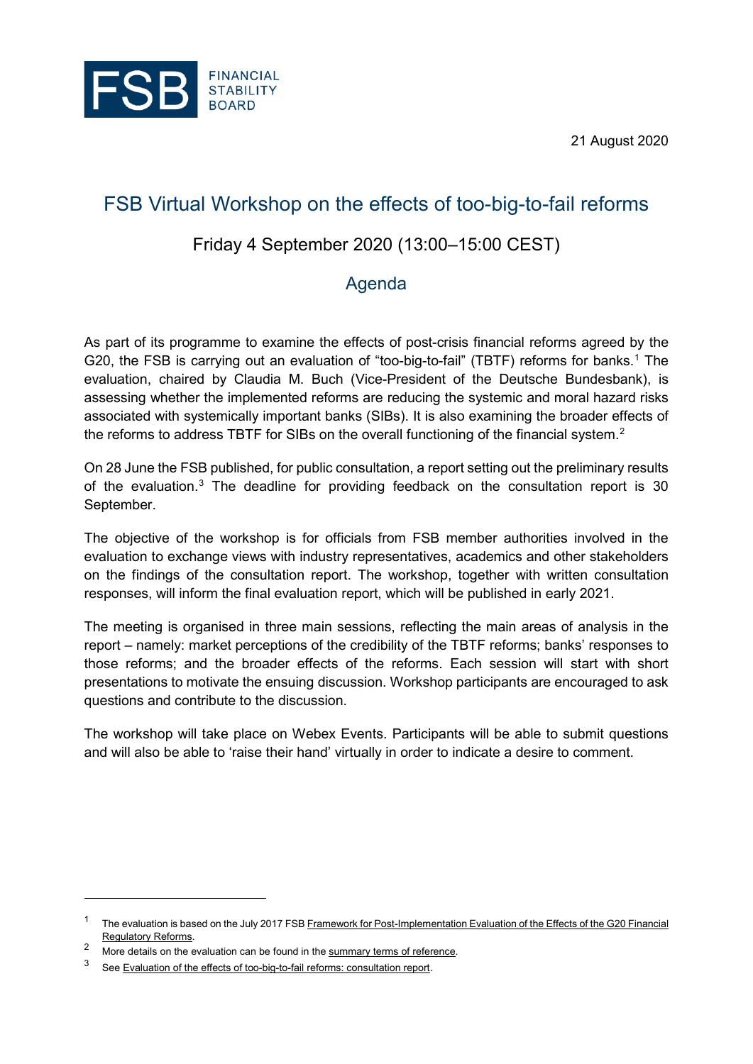21 August 2020

# FSB Virtual Workshop on the effects of too-big-to-fail reforms

## Friday 4 September 2020 (13:00–15:00 CEST)

## Agenda

As part of its programme to examine the effects of post-crisis financial reforms agreed by the G20, the FSB is carrying out an evaluation of "too-big-to-fail" (TBTF) reforms for banks.[1] The evaluation, chaired by Claudia M. Buch (Vice-President of the Deutsche Bundesbank), is assessing whether the implemented reforms are reducing the systemic and moral hazard risks associated with systemically important banks (SIBs). It is also examining the broader effects of the reforms to address TBTF for SIBs on the overall functioning of the financial system.[2]

On 28 June the FSB published, for public consultation, a report setting out the preliminary results of the evaluation.[3] The deadline for providing feedback on the consultation report is 30 September.

The objective of the workshop is for officials from FSB member authorities involved in the evaluation to exchange views with industry representatives, academics and other stakeholders on the findings of the consultation report. The workshop, together with written consultation responses, will inform the final evaluation report, which will be published in early 2021.

The meeting is organised in three main sessions, reflecting the main areas of analysis in the report – namely: market perceptions of the credibility of the TBTF reforms; banks' responses to those reforms; and the broader effects of the reforms. Each session will start with short presentations to motivate the ensuing discussion. Workshop participants are encouraged to ask questions and contribute to the discussion.

The workshop will take place on Webex Events. Participants will be able to submit questions and will also be able to 'raise their hand' virtually in order to indicate a desire to comment.

---

[1] The evaluation is based on the July 2017 FSB Framework for Post-Implementation Evaluation of the Effects of the G20 Financial Regulatory Reforms.

[2] More details on the evaluation can be found in the summary terms of reference.

[3] See Evaluation of the effects of too-big-to-fail reforms: consultation report.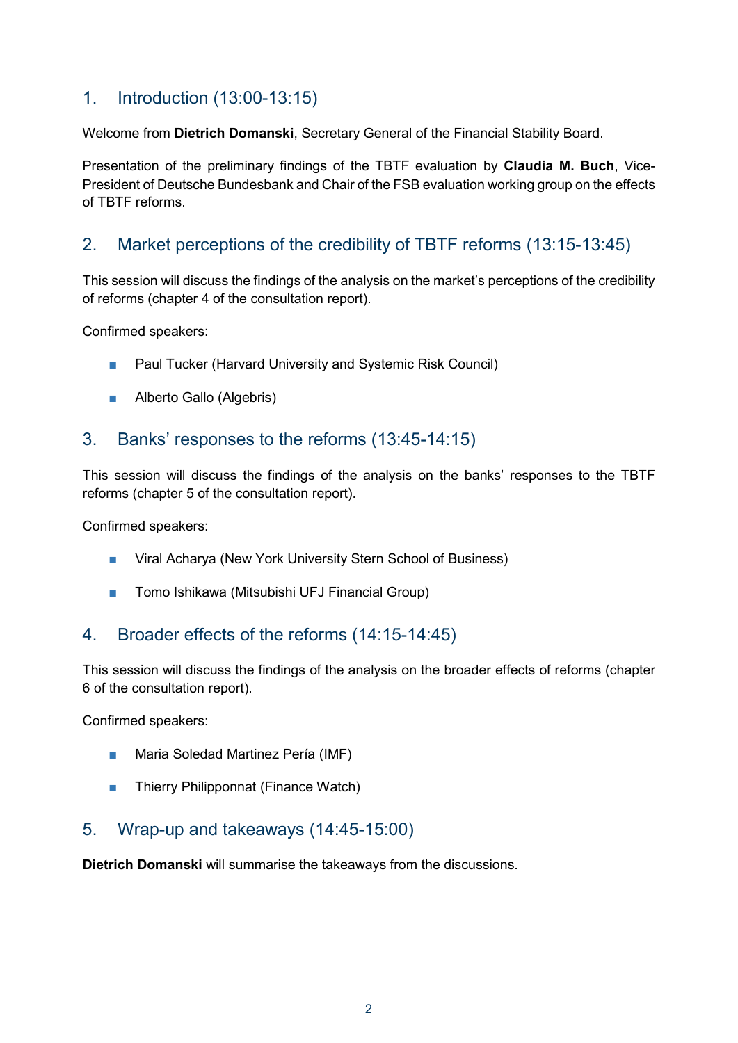## 1. Introduction (13:00-13:15)

Welcome from **Dietrich Domanski**, Secretary General of the Financial Stability Board.

Presentation of the preliminary findings of the TBTF evaluation by **Claudia M. Buch**, Vice-President of Deutsche Bundesbank and Chair of the FSB evaluation working group on the effects of TBTF reforms.

## 2. Market perceptions of the credibility of TBTF reforms (13:15-13:45)

This session will discuss the findings of the analysis on the market's perceptions of the credibility of reforms (chapter 4 of the consultation report).

Confirmed speakers:

- Paul Tucker (Harvard University and Systemic Risk Council)
- Alberto Gallo (Algebris)

## 3. Banks' responses to the reforms (13:45-14:15)

This session will discuss the findings of the analysis on the banks' responses to the TBTF reforms (chapter 5 of the consultation report).

Confirmed speakers:

- Viral Acharya (New York University Stern School of Business)
- Tomo Ishikawa (Mitsubishi UFJ Financial Group)

## 4. Broader effects of the reforms (14:15-14:45)

This session will discuss the findings of the analysis on the broader effects of reforms (chapter 6 of the consultation report).

Confirmed speakers:

- Maria Soledad Martinez Pería (IMF)
- Thierry Philipponnat (Finance Watch)

## 5. Wrap-up and takeaways (14:45-15:00)

**Dietrich Domanski** will summarise the takeaways from the discussions.